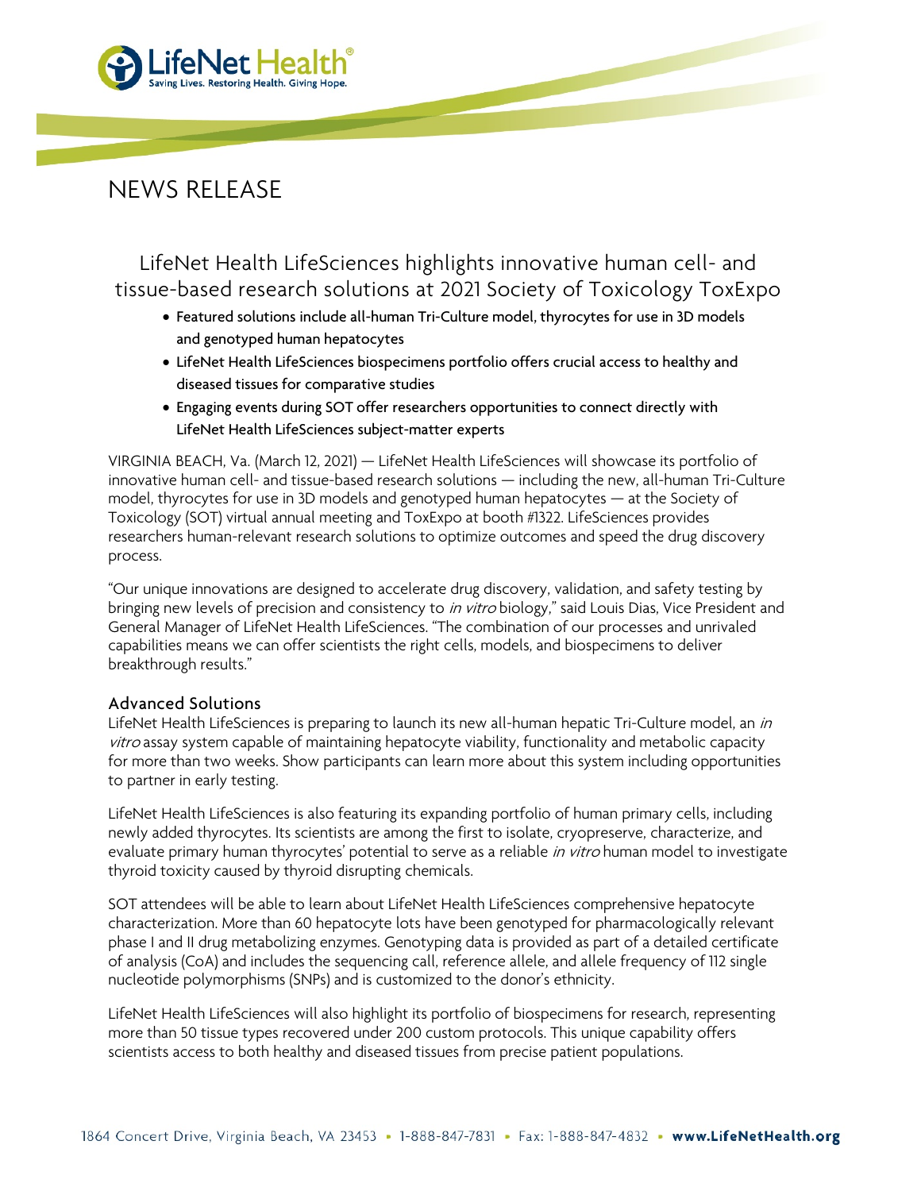# NEWS RELEASE

## LifeNet Health LifeSciences highlights innovative human cell- and tissue-based research solutions at 2021 Society of Toxicology ToxExpo

- Featured solutions include all-human Tri-Culture model, thyrocytes for use in 3D models and genotyped human hepatocytes
- LifeNet Health LifeSciences biospecimens portfolio offers crucial access to healthy and diseased tissues for comparative studies
- Engaging events during SOT offer researchers opportunities to connect directly with LifeNet Health LifeSciences subject-matter experts

VIRGINIA BEACH, Va. (March 12, 2021) — LifeNet Health LifeSciences will showcase its portfolio of innovative human cell- and tissue-based research solutions — including the new, all-human Tri-Culture model, thyrocytes for use in 3D models and genotyped human hepatocytes — at the Society of Toxicology (SOT) virtual annual meeting and ToxExpo at booth #1322. LifeSciences provides researchers human-relevant research solutions to optimize outcomes and speed the drug discovery process.

"Our unique innovations are designed to accelerate drug discovery, validation, and safety testing by bringing new levels of precision and consistency to *in vitro* biology," said Louis Dias, Vice President and General Manager of LifeNet Health LifeSciences. "The combination of our processes and unrivaled capabilities means we can offer scientists the right cells, models, and biospecimens to deliver breakthrough results."

### Advanced Solutions

LifeNet Health LifeSciences is preparing to launch its new all-human hepatic Tri-Culture model, an *in vitro* assay system capable of maintaining hepatocyte viability, functionality and metabolic capacity for more than two weeks. Show participants can learn more about this system including opportunities to partner in early testing.

LifeNet Health LifeSciences is also featuring its expanding portfolio of human primary cells, including newly added thyrocytes. Its scientists are among the first to isolate, cryopreserve, characterize, and evaluate primary human thyrocytes' potential to serve as a reliable *in vitro* human model to investigate thyroid toxicity caused by thyroid disrupting chemicals.

SOT attendees will be able to learn about LifeNet Health LifeSciences comprehensive hepatocyte characterization. More than 60 hepatocyte lots have been genotyped for pharmacologically relevant phase I and II drug metabolizing enzymes. Genotyping data is provided as part of a detailed certificate of analysis (CoA) and includes the sequencing call, reference allele, and allele frequency of 112 single nucleotide polymorphisms (SNPs) and is customized to the donor's ethnicity.

LifeNet Health LifeSciences will also highlight its portfolio of biospecimens for research, representing more than 50 tissue types recovered under 200 custom protocols. This unique capability offers scientists access to both healthy and diseased tissues from precise patient populations.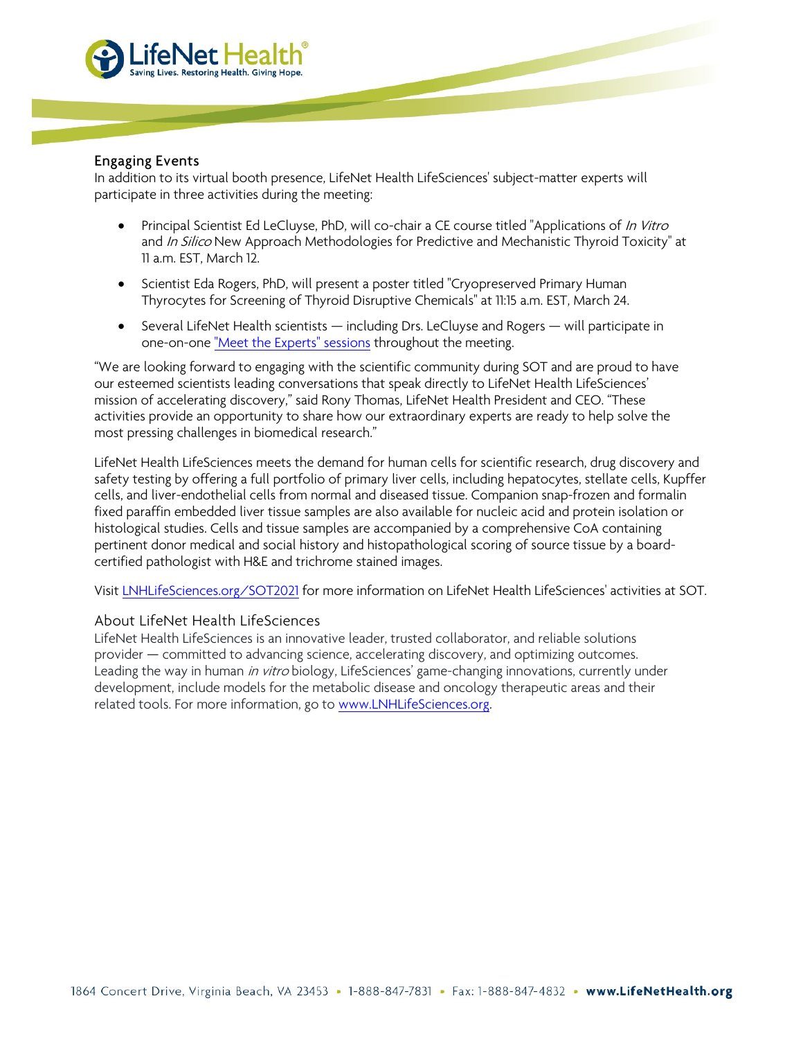## Engaging Events

In addition to its virtual booth presence, LifeNet Health LifeSciences' subject-matter experts will participate in three activities during the meeting:

- Principal Scientist Ed LeCluyse, PhD, will co-chair a CE course titled "Applications of *In Vitro* and *In Silico* New Approach Methodologies for Predictive and Mechanistic Thyroid Toxicity" at 11 a.m. EST, March 12.
- Scientist Eda Rogers, PhD, will present a poster titled "Cryopreserved Primary Human Thyrocytes for Screening of Thyroid Disruptive Chemicals" at 11:15 a.m. EST, March 24.
- Several LifeNet Health scientists — including Drs. LeCluyse and Rogers — will participate in one-on-one "Meet the Experts" sessions throughout the meeting.

"We are looking forward to engaging with the scientific community during SOT and are proud to have our esteemed scientists leading conversations that speak directly to LifeNet Health LifeSciences' mission of accelerating discovery," said Rony Thomas, LifeNet Health President and CEO. "These activities provide an opportunity to share how our extraordinary experts are ready to help solve the most pressing challenges in biomedical research."

LifeNet Health LifeSciences meets the demand for human cells for scientific research, drug discovery and safety testing by offering a full portfolio of primary liver cells, including hepatocytes, stellate cells, Kupffer cells, and liver-endothelial cells from normal and diseased tissue. Companion snap-frozen and formalin fixed paraffin embedded liver tissue samples are also available for nucleic acid and protein isolation or histological studies. Cells and tissue samples are accompanied by a comprehensive CoA containing pertinent donor medical and social history and histopathological scoring of source tissue by a board-certified pathologist with H&E and trichrome stained images.

Visit LNHLifeSciences.org/SOT2021 for more information on LifeNet Health LifeSciences' activities at SOT.

## About LifeNet Health LifeSciences

LifeNet Health LifeSciences is an innovative leader, trusted collaborator, and reliable solutions provider — committed to advancing science, accelerating discovery, and optimizing outcomes. Leading the way in human *in vitro* biology, LifeSciences' game-changing innovations, currently under development, include models for the metabolic disease and oncology therapeutic areas and their related tools. For more information, go to www.LNHLifeSciences.org.